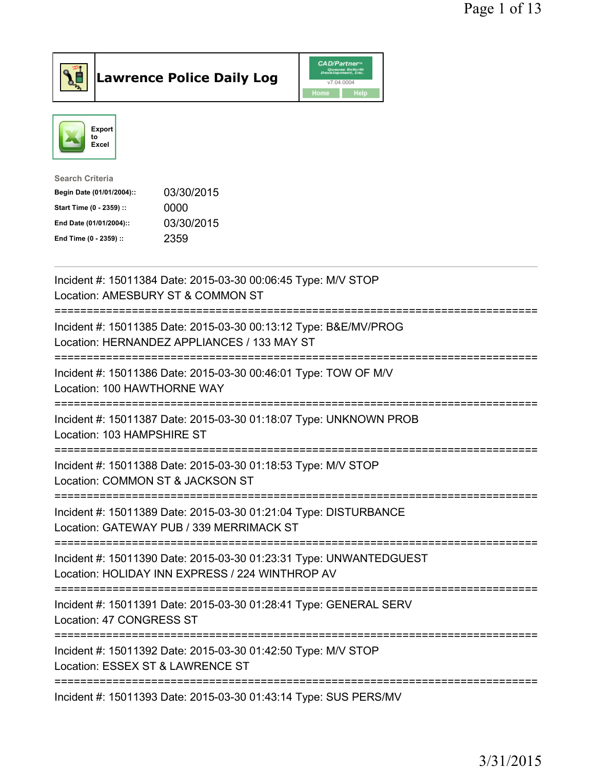# Lawrence Police Daily Log

CAD/Partner v7.04.0004

Home Help

Export to Excel

**Search Criteria**

| | |
|---|---|
| **Begin Date (01/01/2004)::** | 03/30/2015 |
| **Start Time (0 - 2359) ::** | 0000 |
| **End Date (01/01/2004)::** | 03/30/2015 |
| **End Time (0 - 2359) ::** | 2359 |

---

Incident #: 15011384 Date: 2015-03-30 00:06:45 Type: M/V STOP
Location: AMESBURY ST & COMMON ST

===========================================================================

Incident #: 15011385 Date: 2015-03-30 00:13:12 Type: B&E/MV/PROG
Location: HERNANDEZ APPLIANCES / 133 MAY ST

===========================================================================

Incident #: 15011386 Date: 2015-03-30 00:46:01 Type: TOW OF M/V
Location: 100 HAWTHORNE WAY

===========================================================================

Incident #: 15011387 Date: 2015-03-30 01:18:07 Type: UNKNOWN PROB
Location: 103 HAMPSHIRE ST

===========================================================================

Incident #: 15011388 Date: 2015-03-30 01:18:53 Type: M/V STOP
Location: COMMON ST & JACKSON ST

===========================================================================

Incident #: 15011389 Date: 2015-03-30 01:21:04 Type: DISTURBANCE
Location: GATEWAY PUB / 339 MERRIMACK ST

===========================================================================

Incident #: 15011390 Date: 2015-03-30 01:23:31 Type: UNWANTEDGUEST
Location: HOLIDAY INN EXPRESS / 224 WINTHROP AV

===========================================================================

Incident #: 15011391 Date: 2015-03-30 01:28:41 Type: GENERAL SERV
Location: 47 CONGRESS ST

===========================================================================

Incident #: 15011392 Date: 2015-03-30 01:42:50 Type: M/V STOP
Location: ESSEX ST & LAWRENCE ST

===========================================================================

Incident #: 15011393 Date: 2015-03-30 01:43:14 Type: SUS PERS/MV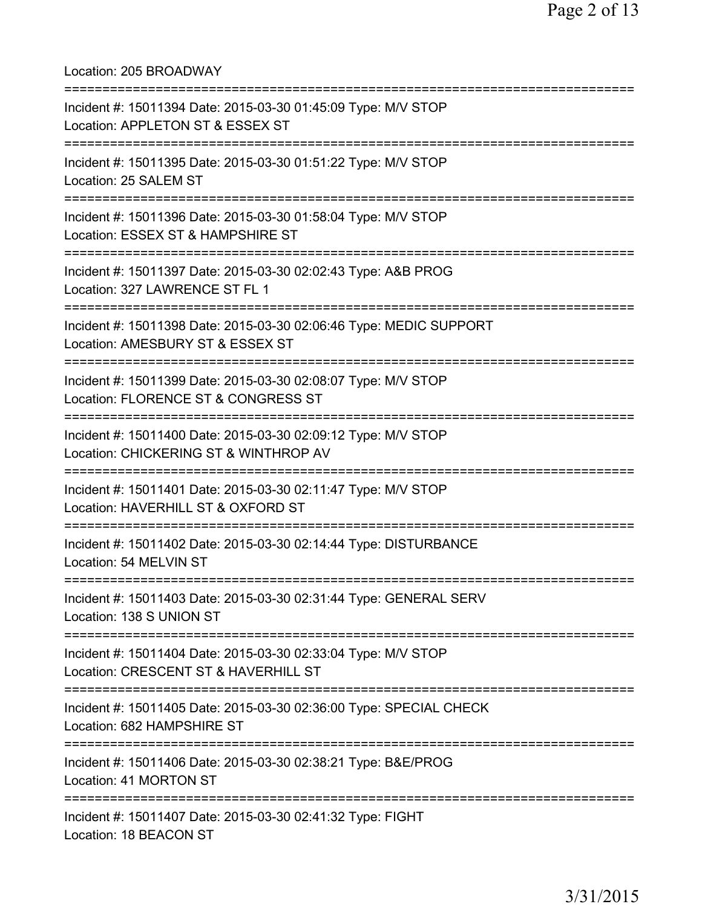Location: 205 BROADWAY

===========================================================================

Incident #: 15011394 Date: 2015-03-30 01:45:09 Type: M/V STOP
Location: APPLETON ST & ESSEX ST

===========================================================================

Incident #: 15011395 Date: 2015-03-30 01:51:22 Type: M/V STOP
Location: 25 SALEM ST

===========================================================================

Incident #: 15011396 Date: 2015-03-30 01:58:04 Type: M/V STOP
Location: ESSEX ST & HAMPSHIRE ST

===========================================================================

Incident #: 15011397 Date: 2015-03-30 02:02:43 Type: A&B PROG
Location: 327 LAWRENCE ST FL 1

===========================================================================

Incident #: 15011398 Date: 2015-03-30 02:06:46 Type: MEDIC SUPPORT
Location: AMESBURY ST & ESSEX ST

===========================================================================

Incident #: 15011399 Date: 2015-03-30 02:08:07 Type: M/V STOP
Location: FLORENCE ST & CONGRESS ST

===========================================================================

Incident #: 15011400 Date: 2015-03-30 02:09:12 Type: M/V STOP
Location: CHICKERING ST & WINTHROP AV

===========================================================================

Incident #: 15011401 Date: 2015-03-30 02:11:47 Type: M/V STOP
Location: HAVERHILL ST & OXFORD ST

===========================================================================

Incident #: 15011402 Date: 2015-03-30 02:14:44 Type: DISTURBANCE
Location: 54 MELVIN ST

===========================================================================

Incident #: 15011403 Date: 2015-03-30 02:31:44 Type: GENERAL SERV
Location: 138 S UNION ST

===========================================================================

Incident #: 15011404 Date: 2015-03-30 02:33:04 Type: M/V STOP
Location: CRESCENT ST & HAVERHILL ST

===========================================================================

Incident #: 15011405 Date: 2015-03-30 02:36:00 Type: SPECIAL CHECK
Location: 682 HAMPSHIRE ST

===========================================================================

Incident #: 15011406 Date: 2015-03-30 02:38:21 Type: B&E/PROG
Location: 41 MORTON ST

===========================================================================

Incident #: 15011407 Date: 2015-03-30 02:41:32 Type: FIGHT
Location: 18 BEACON ST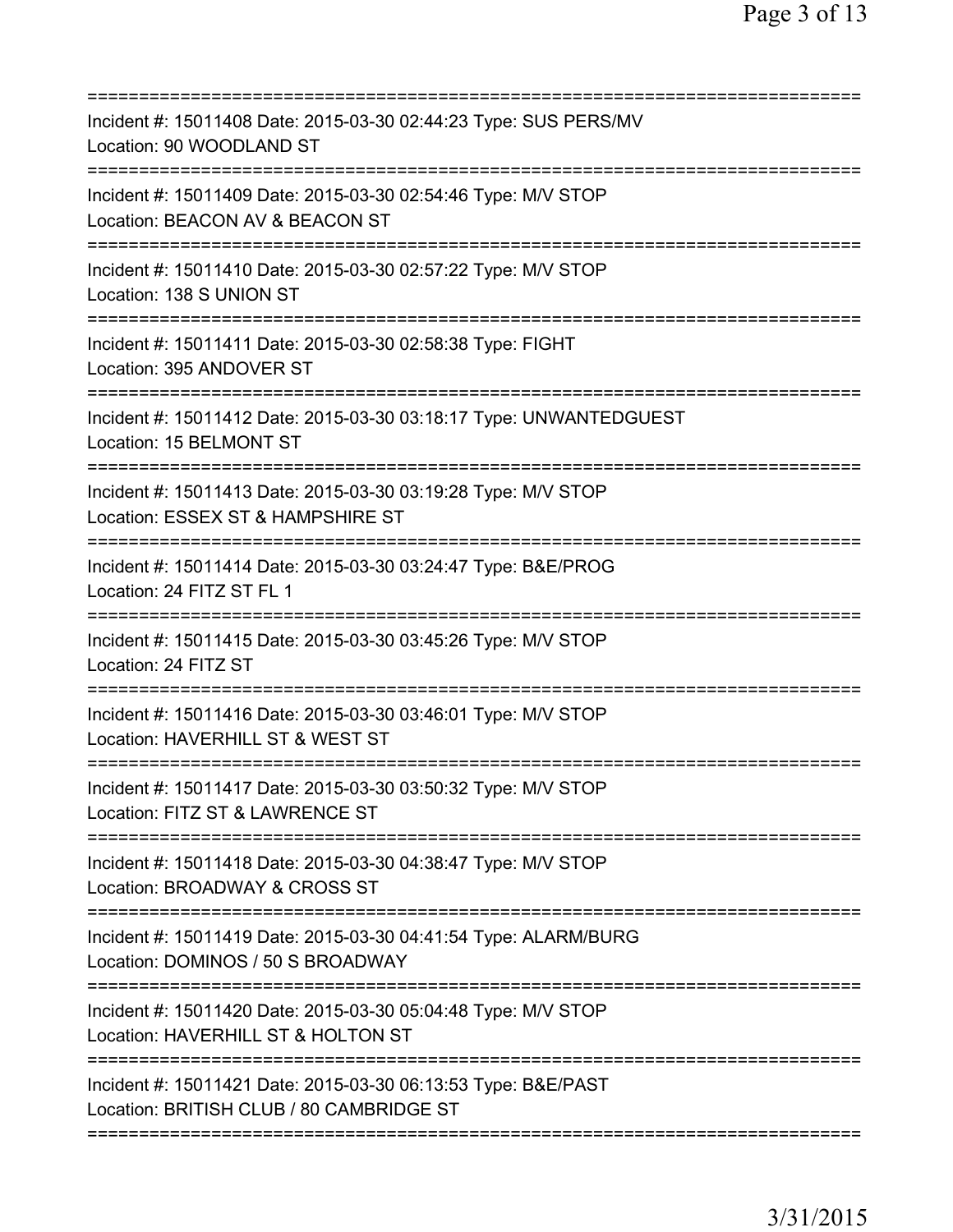===========================================================================
Incident #: 15011408 Date: 2015-03-30 02:44:23 Type: SUS PERS/MV
Location: 90 WOODLAND ST
===========================================================================
Incident #: 15011409 Date: 2015-03-30 02:54:46 Type: M/V STOP
Location: BEACON AV & BEACON ST
===========================================================================
Incident #: 15011410 Date: 2015-03-30 02:57:22 Type: M/V STOP
Location: 138 S UNION ST
===========================================================================
Incident #: 15011411 Date: 2015-03-30 02:58:38 Type: FIGHT
Location: 395 ANDOVER ST
===========================================================================
Incident #: 15011412 Date: 2015-03-30 03:18:17 Type: UNWANTEDGUEST
Location: 15 BELMONT ST
===========================================================================
Incident #: 15011413 Date: 2015-03-30 03:19:28 Type: M/V STOP
Location: ESSEX ST & HAMPSHIRE ST
===========================================================================
Incident #: 15011414 Date: 2015-03-30 03:24:47 Type: B&E/PROG
Location: 24 FITZ ST FL 1
===========================================================================
Incident #: 15011415 Date: 2015-03-30 03:45:26 Type: M/V STOP
Location: 24 FITZ ST
===========================================================================
Incident #: 15011416 Date: 2015-03-30 03:46:01 Type: M/V STOP
Location: HAVERHILL ST & WEST ST
===========================================================================
Incident #: 15011417 Date: 2015-03-30 03:50:32 Type: M/V STOP
Location: FITZ ST & LAWRENCE ST
===========================================================================
Incident #: 15011418 Date: 2015-03-30 04:38:47 Type: M/V STOP
Location: BROADWAY & CROSS ST
===========================================================================
Incident #: 15011419 Date: 2015-03-30 04:41:54 Type: ALARM/BURG
Location: DOMINOS / 50 S BROADWAY
===========================================================================
Incident #: 15011420 Date: 2015-03-30 05:04:48 Type: M/V STOP
Location: HAVERHILL ST & HOLTON ST
===========================================================================
Incident #: 15011421 Date: 2015-03-30 06:13:53 Type: B&E/PAST
Location: BRITISH CLUB / 80 CAMBRIDGE ST
===========================================================================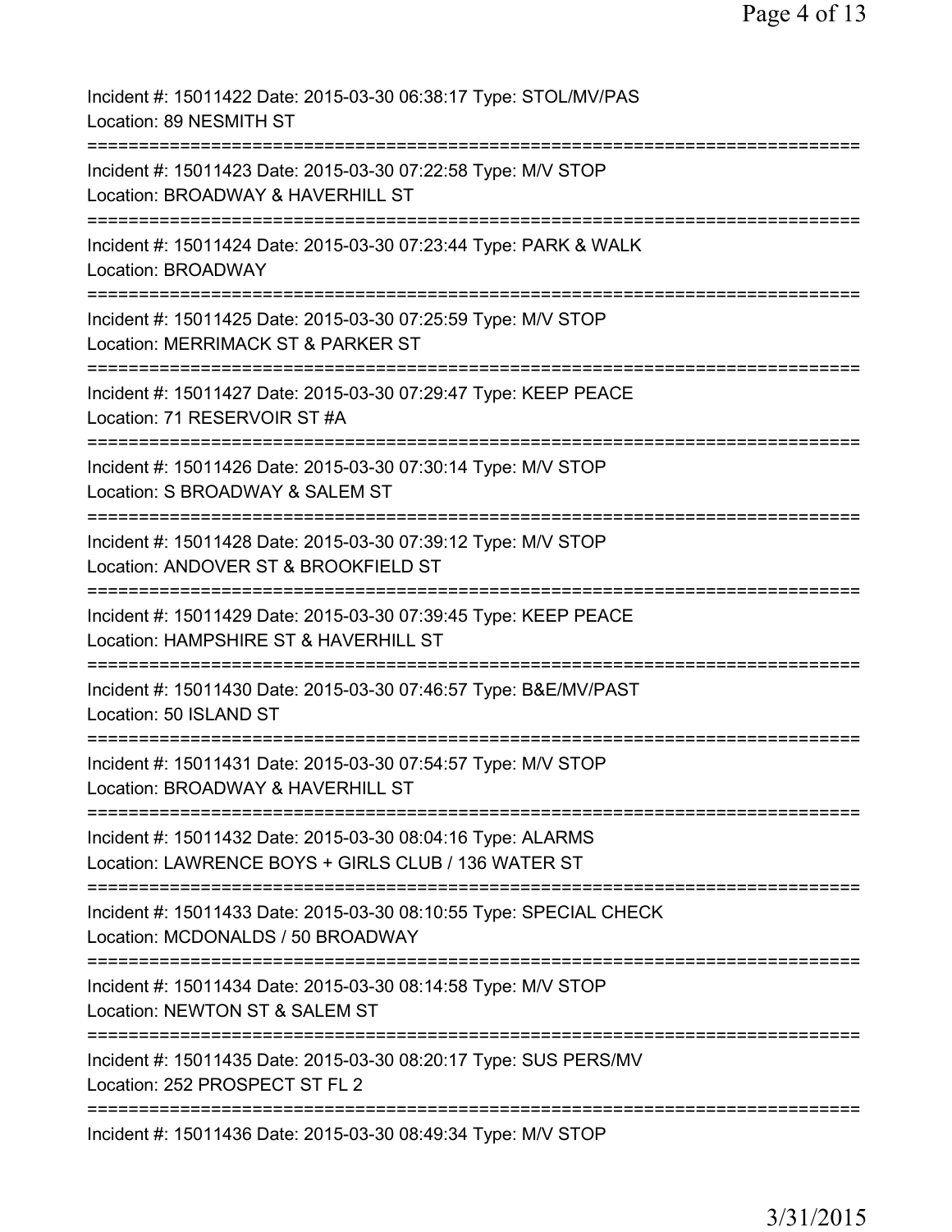Incident #: 15011422 Date: 2015-03-30 06:38:17 Type: STOL/MV/PAS
Location: 89 NESMITH ST
===========================================================================
Incident #: 15011423 Date: 2015-03-30 07:22:58 Type: M/V STOP
Location: BROADWAY & HAVERHILL ST
===========================================================================
Incident #: 15011424 Date: 2015-03-30 07:23:44 Type: PARK & WALK
Location: BROADWAY
===========================================================================
Incident #: 15011425 Date: 2015-03-30 07:25:59 Type: M/V STOP
Location: MERRIMACK ST & PARKER ST
===========================================================================
Incident #: 15011427 Date: 2015-03-30 07:29:47 Type: KEEP PEACE
Location: 71 RESERVOIR ST #A
===========================================================================
Incident #: 15011426 Date: 2015-03-30 07:30:14 Type: M/V STOP
Location: S BROADWAY & SALEM ST
===========================================================================
Incident #: 15011428 Date: 2015-03-30 07:39:12 Type: M/V STOP
Location: ANDOVER ST & BROOKFIELD ST
===========================================================================
Incident #: 15011429 Date: 2015-03-30 07:39:45 Type: KEEP PEACE
Location: HAMPSHIRE ST & HAVERHILL ST
===========================================================================
Incident #: 15011430 Date: 2015-03-30 07:46:57 Type: B&E/MV/PAST
Location: 50 ISLAND ST
===========================================================================
Incident #: 15011431 Date: 2015-03-30 07:54:57 Type: M/V STOP
Location: BROADWAY & HAVERHILL ST
===========================================================================
Incident #: 15011432 Date: 2015-03-30 08:04:16 Type: ALARMS
Location: LAWRENCE BOYS + GIRLS CLUB / 136 WATER ST
===========================================================================
Incident #: 15011433 Date: 2015-03-30 08:10:55 Type: SPECIAL CHECK
Location: MCDONALDS / 50 BROADWAY
===========================================================================
Incident #: 15011434 Date: 2015-03-30 08:14:58 Type: M/V STOP
Location: NEWTON ST & SALEM ST
===========================================================================
Incident #: 15011435 Date: 2015-03-30 08:20:17 Type: SUS PERS/MV
Location: 252 PROSPECT ST FL 2
===========================================================================
Incident #: 15011436 Date: 2015-03-30 08:49:34 Type: M/V STOP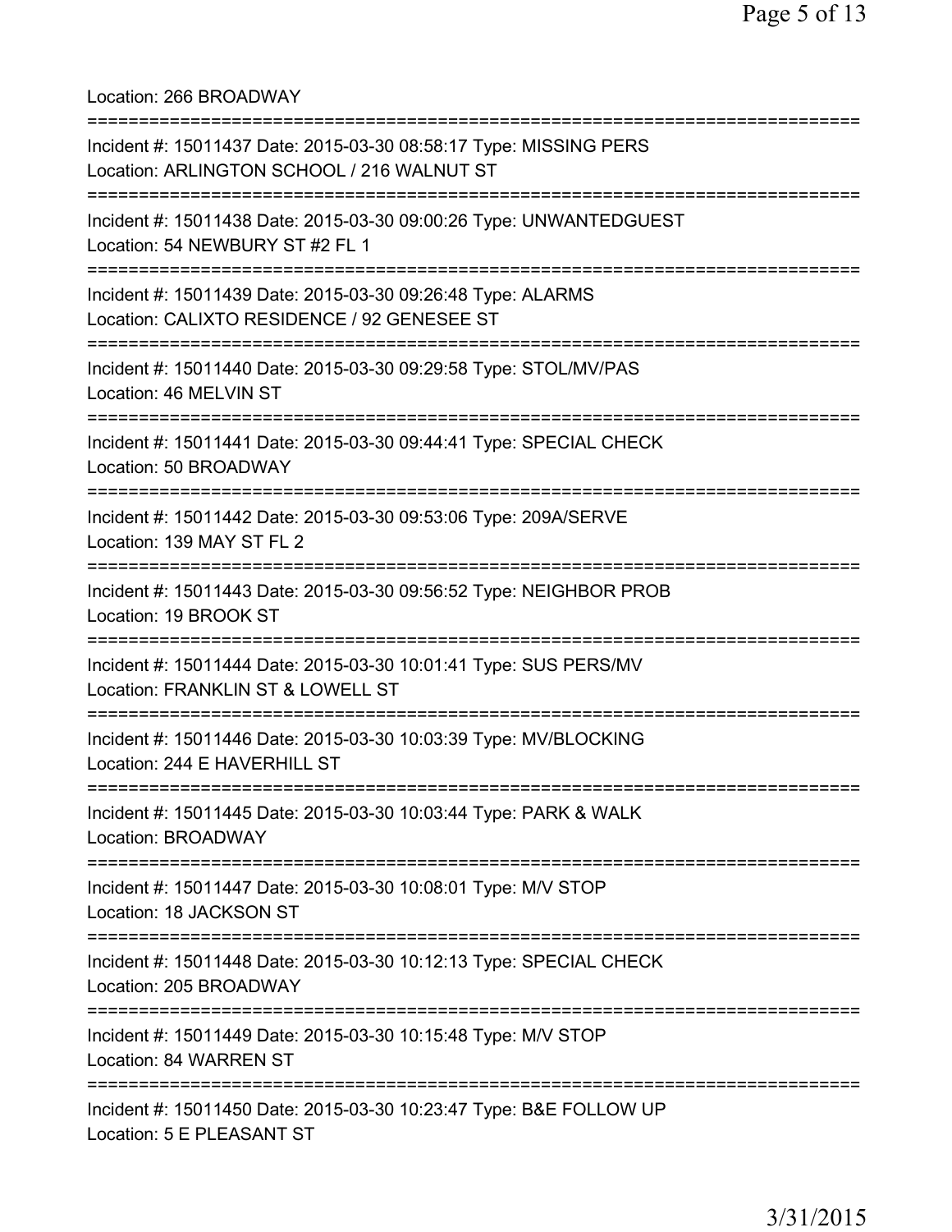Location: 266 BROADWAY

===========================================================================

Incident #: 15011437 Date: 2015-03-30 08:58:17 Type: MISSING PERS
Location: ARLINGTON SCHOOL / 216 WALNUT ST

===========================================================================

Incident #: 15011438 Date: 2015-03-30 09:00:26 Type: UNWANTEDGUEST
Location: 54 NEWBURY ST #2 FL 1

===========================================================================

Incident #: 15011439 Date: 2015-03-30 09:26:48 Type: ALARMS
Location: CALIXTO RESIDENCE / 92 GENESEE ST

===========================================================================

Incident #: 15011440 Date: 2015-03-30 09:29:58 Type: STOL/MV/PAS
Location: 46 MELVIN ST

===========================================================================

Incident #: 15011441 Date: 2015-03-30 09:44:41 Type: SPECIAL CHECK
Location: 50 BROADWAY

===========================================================================

Incident #: 15011442 Date: 2015-03-30 09:53:06 Type: 209A/SERVE
Location: 139 MAY ST FL 2

===========================================================================

Incident #: 15011443 Date: 2015-03-30 09:56:52 Type: NEIGHBOR PROB
Location: 19 BROOK ST

===========================================================================

Incident #: 15011444 Date: 2015-03-30 10:01:41 Type: SUS PERS/MV
Location: FRANKLIN ST & LOWELL ST

===========================================================================

Incident #: 15011446 Date: 2015-03-30 10:03:39 Type: MV/BLOCKING
Location: 244 E HAVERHILL ST

===========================================================================

Incident #: 15011445 Date: 2015-03-30 10:03:44 Type: PARK & WALK
Location: BROADWAY

===========================================================================

Incident #: 15011447 Date: 2015-03-30 10:08:01 Type: M/V STOP
Location: 18 JACKSON ST

===========================================================================

Incident #: 15011448 Date: 2015-03-30 10:12:13 Type: SPECIAL CHECK
Location: 205 BROADWAY

===========================================================================

Incident #: 15011449 Date: 2015-03-30 10:15:48 Type: M/V STOP
Location: 84 WARREN ST

===========================================================================

Incident #: 15011450 Date: 2015-03-30 10:23:47 Type: B&E FOLLOW UP
Location: 5 E PLEASANT ST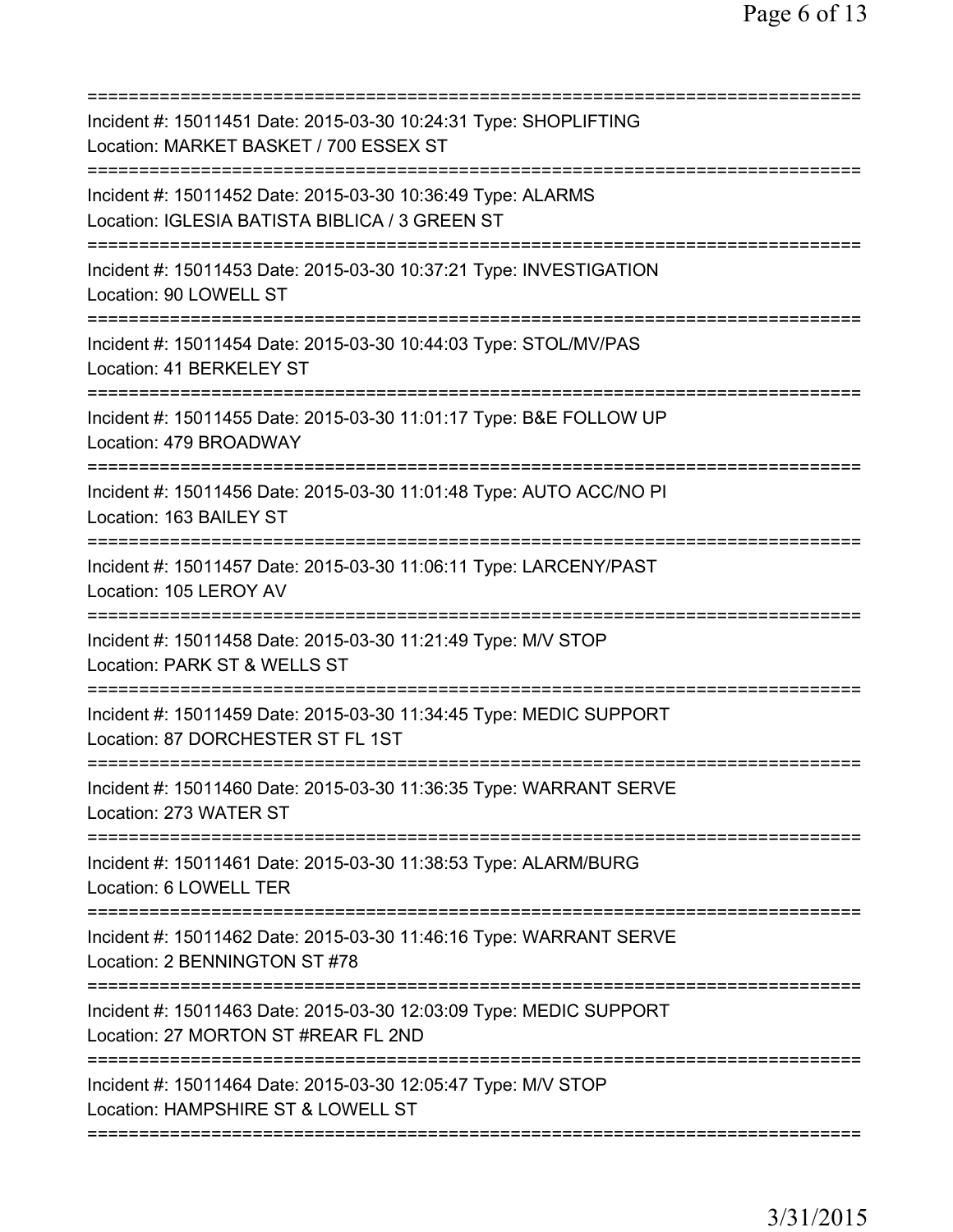===========================================================================
Incident #: 15011451 Date: 2015-03-30 10:24:31 Type: SHOPLIFTING
Location: MARKET BASKET / 700 ESSEX ST
===========================================================================
Incident #: 15011452 Date: 2015-03-30 10:36:49 Type: ALARMS
Location: IGLESIA BATISTA BIBLICA / 3 GREEN ST
===========================================================================
Incident #: 15011453 Date: 2015-03-30 10:37:21 Type: INVESTIGATION
Location: 90 LOWELL ST
===========================================================================
Incident #: 15011454 Date: 2015-03-30 10:44:03 Type: STOL/MV/PAS
Location: 41 BERKELEY ST
===========================================================================
Incident #: 15011455 Date: 2015-03-30 11:01:17 Type: B&E FOLLOW UP
Location: 479 BROADWAY
===========================================================================
Incident #: 15011456 Date: 2015-03-30 11:01:48 Type: AUTO ACC/NO PI
Location: 163 BAILEY ST
===========================================================================
Incident #: 15011457 Date: 2015-03-30 11:06:11 Type: LARCENY/PAST
Location: 105 LEROY AV
===========================================================================
Incident #: 15011458 Date: 2015-03-30 11:21:49 Type: M/V STOP
Location: PARK ST & WELLS ST
===========================================================================
Incident #: 15011459 Date: 2015-03-30 11:34:45 Type: MEDIC SUPPORT
Location: 87 DORCHESTER ST FL 1ST
===========================================================================
Incident #: 15011460 Date: 2015-03-30 11:36:35 Type: WARRANT SERVE
Location: 273 WATER ST
===========================================================================
Incident #: 15011461 Date: 2015-03-30 11:38:53 Type: ALARM/BURG
Location: 6 LOWELL TER
===========================================================================
Incident #: 15011462 Date: 2015-03-30 11:46:16 Type: WARRANT SERVE
Location: 2 BENNINGTON ST #78
===========================================================================
Incident #: 15011463 Date: 2015-03-30 12:03:09 Type: MEDIC SUPPORT
Location: 27 MORTON ST #REAR FL 2ND
===========================================================================
Incident #: 15011464 Date: 2015-03-30 12:05:47 Type: M/V STOP
Location: HAMPSHIRE ST & LOWELL ST
===========================================================================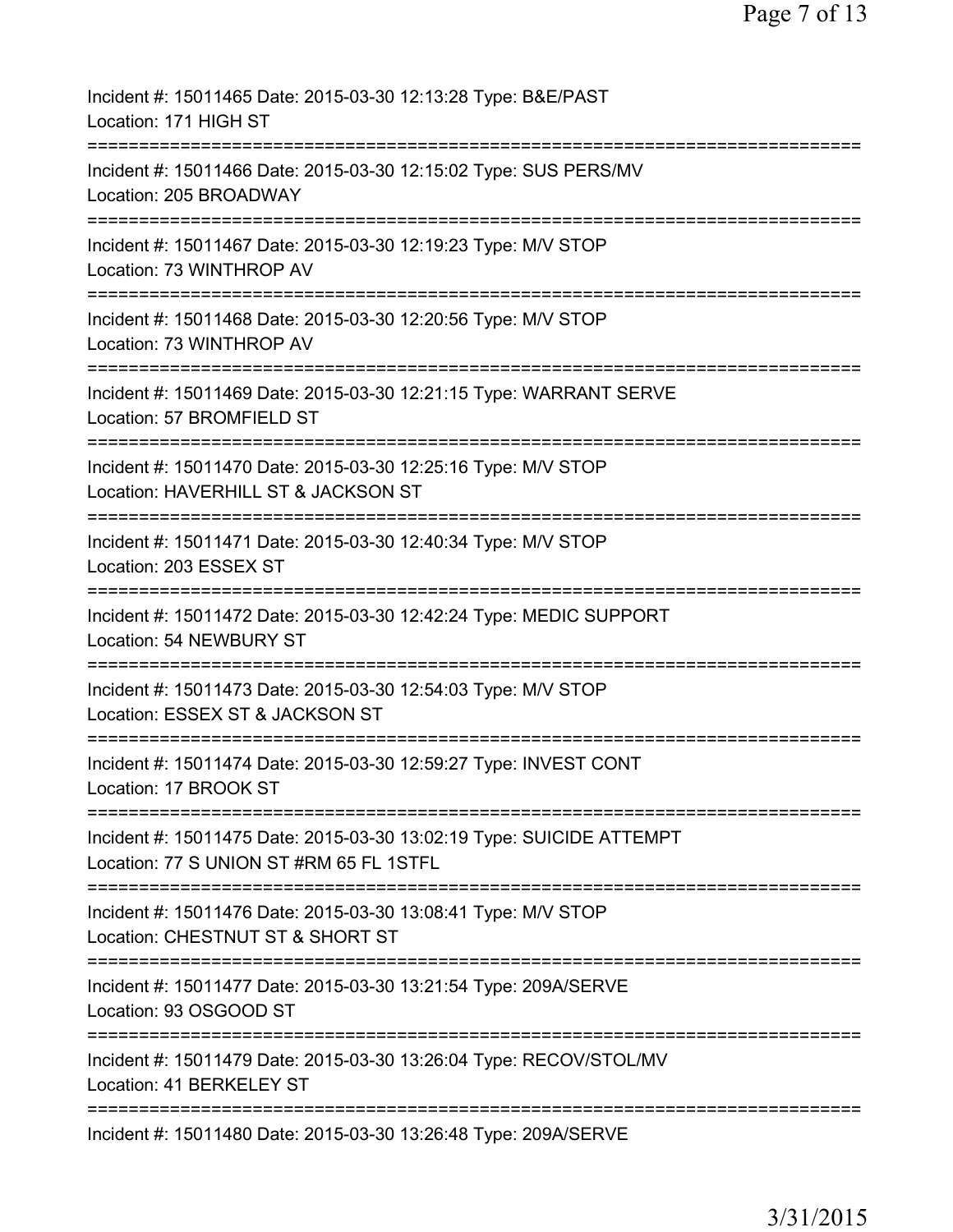Incident #: 15011465 Date: 2015-03-30 12:13:28 Type: B&E/PAST
Location: 171 HIGH ST
===========================================================================
Incident #: 15011466 Date: 2015-03-30 12:15:02 Type: SUS PERS/MV
Location: 205 BROADWAY
===========================================================================
Incident #: 15011467 Date: 2015-03-30 12:19:23 Type: M/V STOP
Location: 73 WINTHROP AV
===========================================================================
Incident #: 15011468 Date: 2015-03-30 12:20:56 Type: M/V STOP
Location: 73 WINTHROP AV
===========================================================================
Incident #: 15011469 Date: 2015-03-30 12:21:15 Type: WARRANT SERVE
Location: 57 BROMFIELD ST
===========================================================================
Incident #: 15011470 Date: 2015-03-30 12:25:16 Type: M/V STOP
Location: HAVERHILL ST & JACKSON ST
===========================================================================
Incident #: 15011471 Date: 2015-03-30 12:40:34 Type: M/V STOP
Location: 203 ESSEX ST
===========================================================================
Incident #: 15011472 Date: 2015-03-30 12:42:24 Type: MEDIC SUPPORT
Location: 54 NEWBURY ST
===========================================================================
Incident #: 15011473 Date: 2015-03-30 12:54:03 Type: M/V STOP
Location: ESSEX ST & JACKSON ST
===========================================================================
Incident #: 15011474 Date: 2015-03-30 12:59:27 Type: INVEST CONT
Location: 17 BROOK ST
===========================================================================
Incident #: 15011475 Date: 2015-03-30 13:02:19 Type: SUICIDE ATTEMPT
Location: 77 S UNION ST #RM 65 FL 1STFL
===========================================================================
Incident #: 15011476 Date: 2015-03-30 13:08:41 Type: M/V STOP
Location: CHESTNUT ST & SHORT ST
===========================================================================
Incident #: 15011477 Date: 2015-03-30 13:21:54 Type: 209A/SERVE
Location: 93 OSGOOD ST
===========================================================================
Incident #: 15011479 Date: 2015-03-30 13:26:04 Type: RECOV/STOL/MV
Location: 41 BERKELEY ST
===========================================================================
Incident #: 15011480 Date: 2015-03-30 13:26:48 Type: 209A/SERVE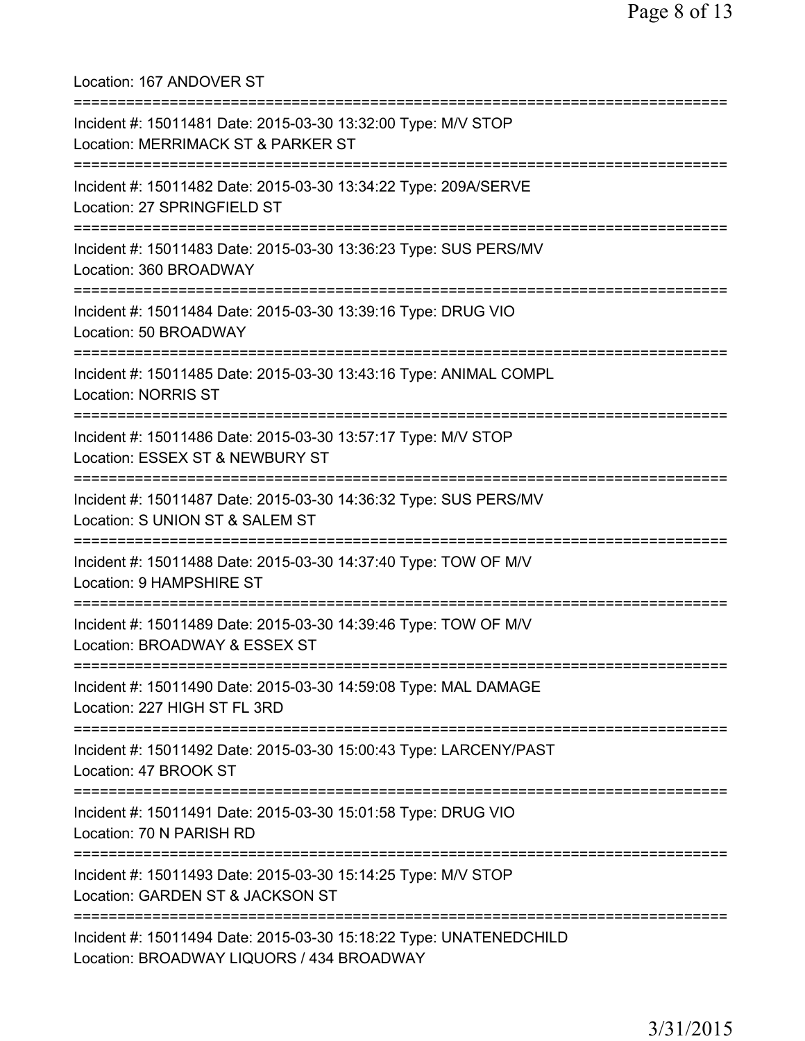Location: 167 ANDOVER ST

===========================================================================

Incident #: 15011481 Date: 2015-03-30 13:32:00 Type: M/V STOP
Location: MERRIMACK ST & PARKER ST

===========================================================================

Incident #: 15011482 Date: 2015-03-30 13:34:22 Type: 209A/SERVE
Location: 27 SPRINGFIELD ST

===========================================================================

Incident #: 15011483 Date: 2015-03-30 13:36:23 Type: SUS PERS/MV
Location: 360 BROADWAY

===========================================================================

Incident #: 15011484 Date: 2015-03-30 13:39:16 Type: DRUG VIO
Location: 50 BROADWAY

===========================================================================

Incident #: 15011485 Date: 2015-03-30 13:43:16 Type: ANIMAL COMPL
Location: NORRIS ST

===========================================================================

Incident #: 15011486 Date: 2015-03-30 13:57:17 Type: M/V STOP
Location: ESSEX ST & NEWBURY ST

===========================================================================

Incident #: 15011487 Date: 2015-03-30 14:36:32 Type: SUS PERS/MV
Location: S UNION ST & SALEM ST

===========================================================================

Incident #: 15011488 Date: 2015-03-30 14:37:40 Type: TOW OF M/V
Location: 9 HAMPSHIRE ST

===========================================================================

Incident #: 15011489 Date: 2015-03-30 14:39:46 Type: TOW OF M/V
Location: BROADWAY & ESSEX ST

===========================================================================

Incident #: 15011490 Date: 2015-03-30 14:59:08 Type: MAL DAMAGE
Location: 227 HIGH ST FL 3RD

===========================================================================

Incident #: 15011492 Date: 2015-03-30 15:00:43 Type: LARCENY/PAST
Location: 47 BROOK ST

===========================================================================

Incident #: 15011491 Date: 2015-03-30 15:01:58 Type: DRUG VIO
Location: 70 N PARISH RD

===========================================================================

Incident #: 15011493 Date: 2015-03-30 15:14:25 Type: M/V STOP
Location: GARDEN ST & JACKSON ST

===========================================================================

Incident #: 15011494 Date: 2015-03-30 15:18:22 Type: UNATENEDCHILD
Location: BROADWAY LIQUORS / 434 BROADWAY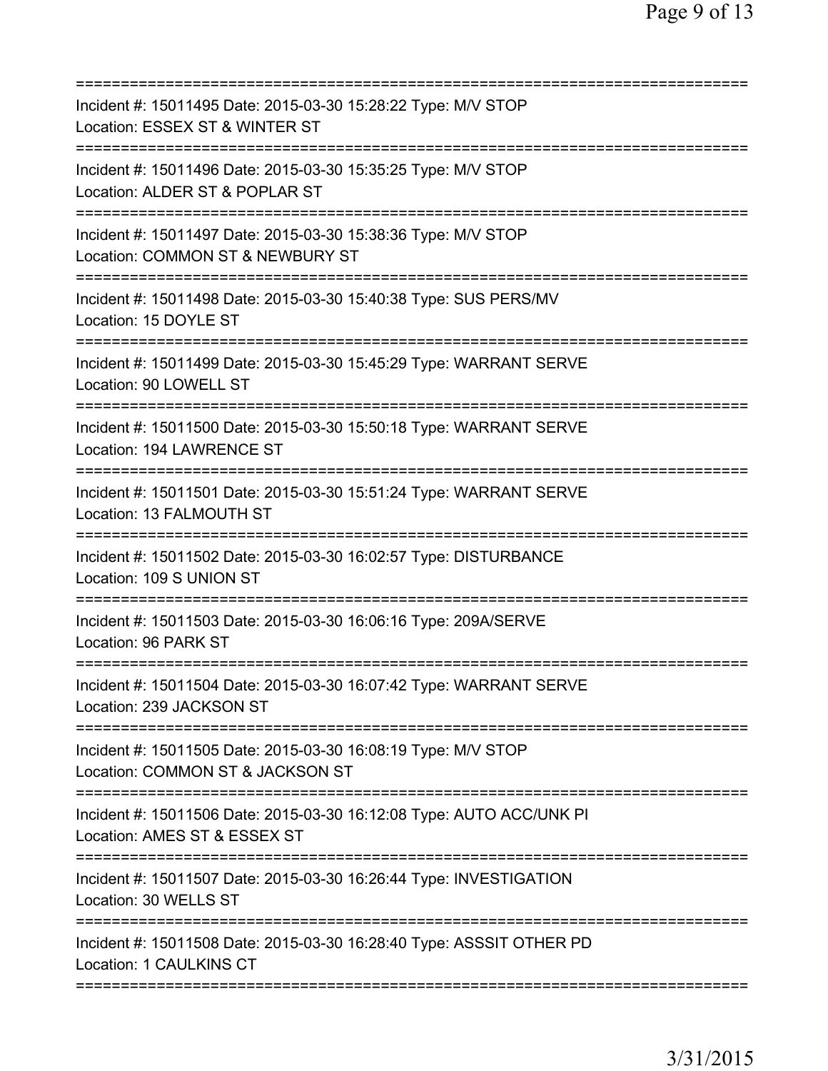===========================================================================
Incident #: 15011495 Date: 2015-03-30 15:28:22 Type: M/V STOP
Location: ESSEX ST & WINTER ST
===========================================================================
Incident #: 15011496 Date: 2015-03-30 15:35:25 Type: M/V STOP
Location: ALDER ST & POPLAR ST
===========================================================================
Incident #: 15011497 Date: 2015-03-30 15:38:36 Type: M/V STOP
Location: COMMON ST & NEWBURY ST
===========================================================================
Incident #: 15011498 Date: 2015-03-30 15:40:38 Type: SUS PERS/MV
Location: 15 DOYLE ST
===========================================================================
Incident #: 15011499 Date: 2015-03-30 15:45:29 Type: WARRANT SERVE
Location: 90 LOWELL ST
===========================================================================
Incident #: 15011500 Date: 2015-03-30 15:50:18 Type: WARRANT SERVE
Location: 194 LAWRENCE ST
===========================================================================
Incident #: 15011501 Date: 2015-03-30 15:51:24 Type: WARRANT SERVE
Location: 13 FALMOUTH ST
===========================================================================
Incident #: 15011502 Date: 2015-03-30 16:02:57 Type: DISTURBANCE
Location: 109 S UNION ST
===========================================================================
Incident #: 15011503 Date: 2015-03-30 16:06:16 Type: 209A/SERVE
Location: 96 PARK ST
===========================================================================
Incident #: 15011504 Date: 2015-03-30 16:07:42 Type: WARRANT SERVE
Location: 239 JACKSON ST
===========================================================================
Incident #: 15011505 Date: 2015-03-30 16:08:19 Type: M/V STOP
Location: COMMON ST & JACKSON ST
===========================================================================
Incident #: 15011506 Date: 2015-03-30 16:12:08 Type: AUTO ACC/UNK PI
Location: AMES ST & ESSEX ST
===========================================================================
Incident #: 15011507 Date: 2015-03-30 16:26:44 Type: INVESTIGATION
Location: 30 WELLS ST
===========================================================================
Incident #: 15011508 Date: 2015-03-30 16:28:40 Type: ASSSIT OTHER PD
Location: 1 CAULKINS CT
===========================================================================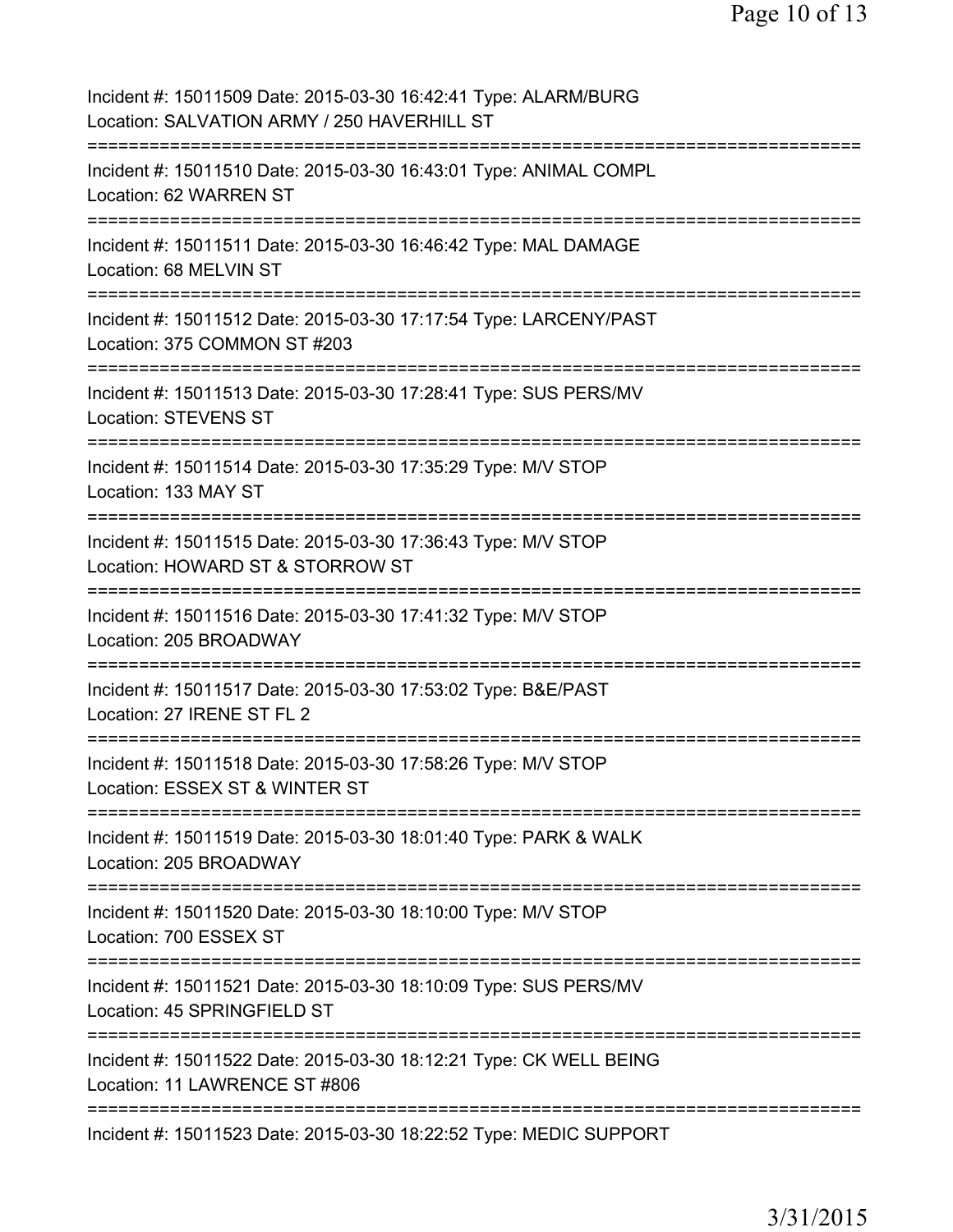Incident #: 15011509 Date: 2015-03-30 16:42:41 Type: ALARM/BURG
Location: SALVATION ARMY / 250 HAVERHILL ST
===========================================================================
Incident #: 15011510 Date: 2015-03-30 16:43:01 Type: ANIMAL COMPL
Location: 62 WARREN ST
===========================================================================
Incident #: 15011511 Date: 2015-03-30 16:46:42 Type: MAL DAMAGE
Location: 68 MELVIN ST
===========================================================================
Incident #: 15011512 Date: 2015-03-30 17:17:54 Type: LARCENY/PAST
Location: 375 COMMON ST #203
===========================================================================
Incident #: 15011513 Date: 2015-03-30 17:28:41 Type: SUS PERS/MV
Location: STEVENS ST
===========================================================================
Incident #: 15011514 Date: 2015-03-30 17:35:29 Type: M/V STOP
Location: 133 MAY ST
===========================================================================
Incident #: 15011515 Date: 2015-03-30 17:36:43 Type: M/V STOP
Location: HOWARD ST & STORROW ST
===========================================================================
Incident #: 15011516 Date: 2015-03-30 17:41:32 Type: M/V STOP
Location: 205 BROADWAY
===========================================================================
Incident #: 15011517 Date: 2015-03-30 17:53:02 Type: B&E/PAST
Location: 27 IRENE ST FL 2
===========================================================================
Incident #: 15011518 Date: 2015-03-30 17:58:26 Type: M/V STOP
Location: ESSEX ST & WINTER ST
===========================================================================
Incident #: 15011519 Date: 2015-03-30 18:01:40 Type: PARK & WALK
Location: 205 BROADWAY
===========================================================================
Incident #: 15011520 Date: 2015-03-30 18:10:00 Type: M/V STOP
Location: 700 ESSEX ST
===========================================================================
Incident #: 15011521 Date: 2015-03-30 18:10:09 Type: SUS PERS/MV
Location: 45 SPRINGFIELD ST
===========================================================================
Incident #: 15011522 Date: 2015-03-30 18:12:21 Type: CK WELL BEING
Location: 11 LAWRENCE ST #806
===========================================================================
Incident #: 15011523 Date: 2015-03-30 18:22:52 Type: MEDIC SUPPORT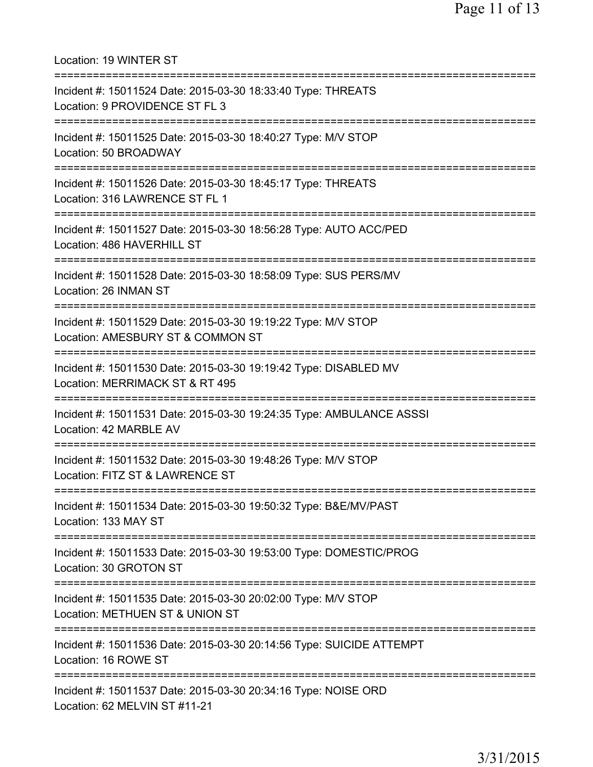Location: 19 WINTER ST

===========================================================================

Incident #: 15011524 Date: 2015-03-30 18:33:40 Type: THREATS
Location: 9 PROVIDENCE ST FL 3

===========================================================================

Incident #: 15011525 Date: 2015-03-30 18:40:27 Type: M/V STOP
Location: 50 BROADWAY

===========================================================================

Incident #: 15011526 Date: 2015-03-30 18:45:17 Type: THREATS
Location: 316 LAWRENCE ST FL 1

===========================================================================

Incident #: 15011527 Date: 2015-03-30 18:56:28 Type: AUTO ACC/PED
Location: 486 HAVERHILL ST

===========================================================================

Incident #: 15011528 Date: 2015-03-30 18:58:09 Type: SUS PERS/MV
Location: 26 INMAN ST

===========================================================================

Incident #: 15011529 Date: 2015-03-30 19:19:22 Type: M/V STOP
Location: AMESBURY ST & COMMON ST

===========================================================================

Incident #: 15011530 Date: 2015-03-30 19:19:42 Type: DISABLED MV
Location: MERRIMACK ST & RT 495

===========================================================================

Incident #: 15011531 Date: 2015-03-30 19:24:35 Type: AMBULANCE ASSSI
Location: 42 MARBLE AV

===========================================================================

Incident #: 15011532 Date: 2015-03-30 19:48:26 Type: M/V STOP
Location: FITZ ST & LAWRENCE ST

===========================================================================

Incident #: 15011534 Date: 2015-03-30 19:50:32 Type: B&E/MV/PAST
Location: 133 MAY ST

===========================================================================

Incident #: 15011533 Date: 2015-03-30 19:53:00 Type: DOMESTIC/PROG
Location: 30 GROTON ST

===========================================================================

Incident #: 15011535 Date: 2015-03-30 20:02:00 Type: M/V STOP
Location: METHUEN ST & UNION ST

===========================================================================

Incident #: 15011536 Date: 2015-03-30 20:14:56 Type: SUICIDE ATTEMPT
Location: 16 ROWE ST

===========================================================================

Incident #: 15011537 Date: 2015-03-30 20:34:16 Type: NOISE ORD
Location: 62 MELVIN ST #11-21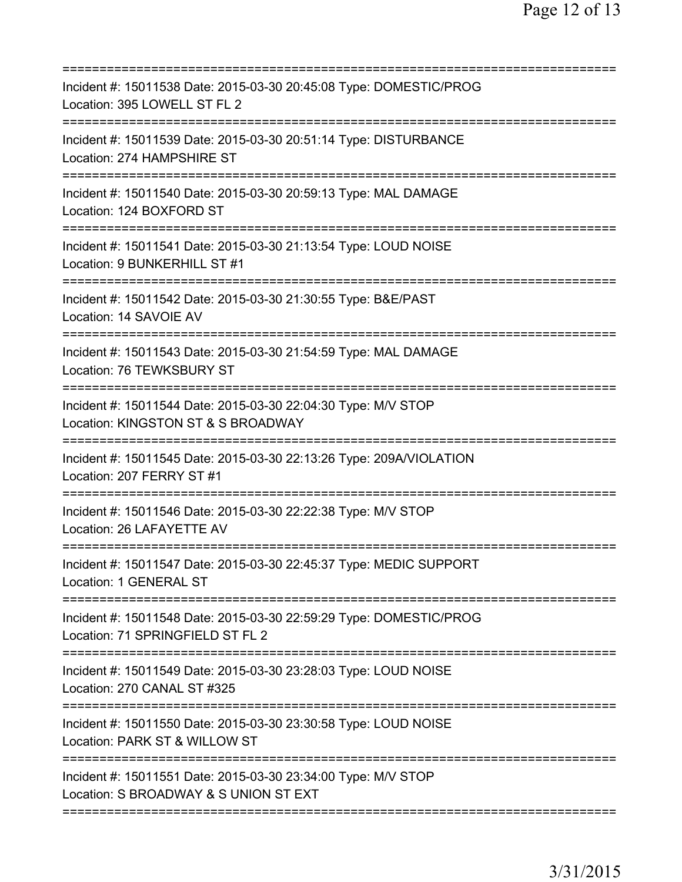===========================================================================
Incident #: 15011538 Date: 2015-03-30 20:45:08 Type: DOMESTIC/PROG
Location: 395 LOWELL ST FL 2
===========================================================================
Incident #: 15011539 Date: 2015-03-30 20:51:14 Type: DISTURBANCE
Location: 274 HAMPSHIRE ST
===========================================================================
Incident #: 15011540 Date: 2015-03-30 20:59:13 Type: MAL DAMAGE
Location: 124 BOXFORD ST
===========================================================================
Incident #: 15011541 Date: 2015-03-30 21:13:54 Type: LOUD NOISE
Location: 9 BUNKERHILL ST #1
===========================================================================
Incident #: 15011542 Date: 2015-03-30 21:30:55 Type: B&E/PAST
Location: 14 SAVOIE AV
===========================================================================
Incident #: 15011543 Date: 2015-03-30 21:54:59 Type: MAL DAMAGE
Location: 76 TEWKSBURY ST
===========================================================================
Incident #: 15011544 Date: 2015-03-30 22:04:30 Type: M/V STOP
Location: KINGSTON ST & S BROADWAY
===========================================================================
Incident #: 15011545 Date: 2015-03-30 22:13:26 Type: 209A/VIOLATION
Location: 207 FERRY ST #1
===========================================================================
Incident #: 15011546 Date: 2015-03-30 22:22:38 Type: M/V STOP
Location: 26 LAFAYETTE AV
===========================================================================
Incident #: 15011547 Date: 2015-03-30 22:45:37 Type: MEDIC SUPPORT
Location: 1 GENERAL ST
===========================================================================
Incident #: 15011548 Date: 2015-03-30 22:59:29 Type: DOMESTIC/PROG
Location: 71 SPRINGFIELD ST FL 2
===========================================================================
Incident #: 15011549 Date: 2015-03-30 23:28:03 Type: LOUD NOISE
Location: 270 CANAL ST #325
===========================================================================
Incident #: 15011550 Date: 2015-03-30 23:30:58 Type: LOUD NOISE
Location: PARK ST & WILLOW ST
===========================================================================
Incident #: 15011551 Date: 2015-03-30 23:34:00 Type: M/V STOP
Location: S BROADWAY & S UNION ST EXT
===========================================================================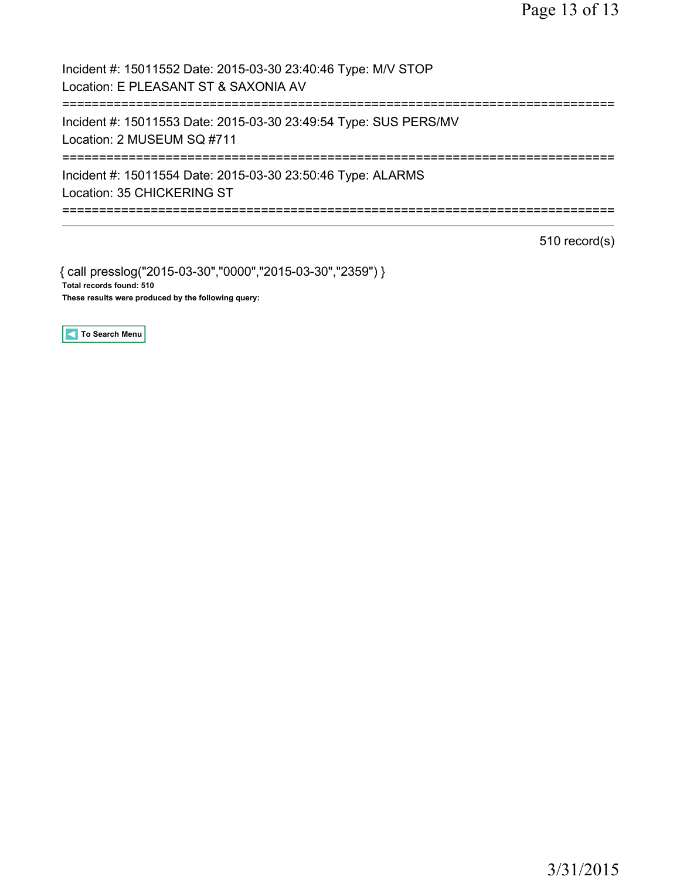Incident #: 15011552 Date: 2015-03-30 23:40:46 Type: M/V STOP
Location: E PLEASANT ST & SAXONIA AV

===========================================================================

Incident #: 15011553 Date: 2015-03-30 23:49:54 Type: SUS PERS/MV
Location: 2 MUSEUM SQ #711

===========================================================================

Incident #: 15011554 Date: 2015-03-30 23:50:46 Type: ALARMS
Location: 35 CHICKERING ST

===========================================================================

510 record(s)

{ call presslog("2015-03-30","0000","2015-03-30","2359") }

**Total records found: 510**

**These results were produced by the following query:**

To Search Menu